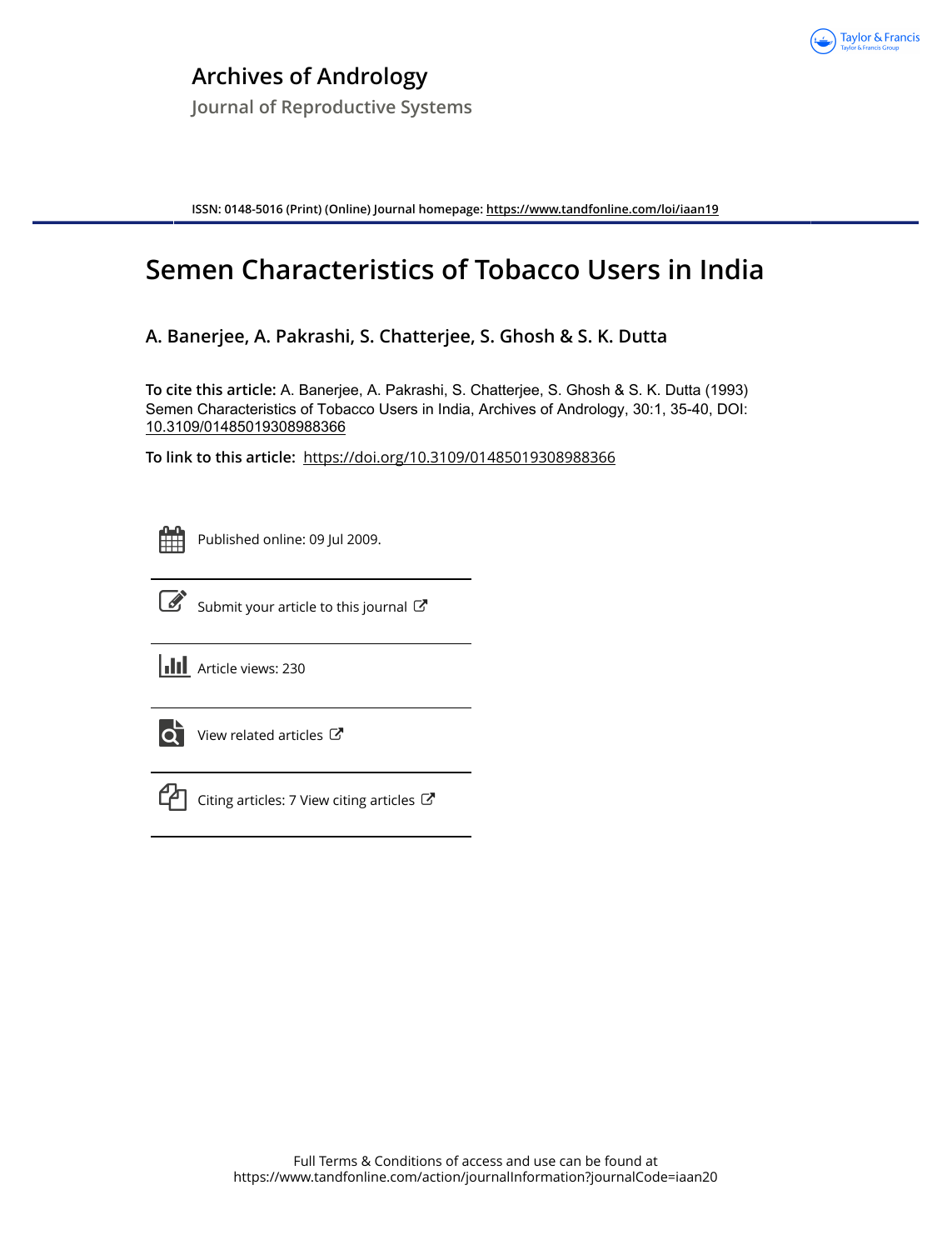# Archives of Andrology

Journal of Reproductive Systems

ISSN: 0148-5016 (Print) (Online) Journal homepage: https://www.tandfonline.com/loi/iaan19

## Semen Characteristics of Tobacco Users in India

**A. Banerjee, A. Pakrashi, S. Chatterjee, S. Ghosh & S. K. Dutta**

**To cite this article:** A. Banerjee, A. Pakrashi, S. Chatterjee, S. Ghosh & S. K. Dutta (1993) Semen Characteristics of Tobacco Users in India, Archives of Andrology, 30:1, 35-40, DOI: 10.3109/01485019308988366

**To link to this article:** https://doi.org/10.3109/01485019308988366

Published online: 09 Jul 2009.

Submit your article to this journal

Article views: 230

View related articles

Citing articles: 7 View citing articles

Full Terms & Conditions of access and use can be found at https://www.tandfonline.com/action/journalInformation?journalCode=iaan20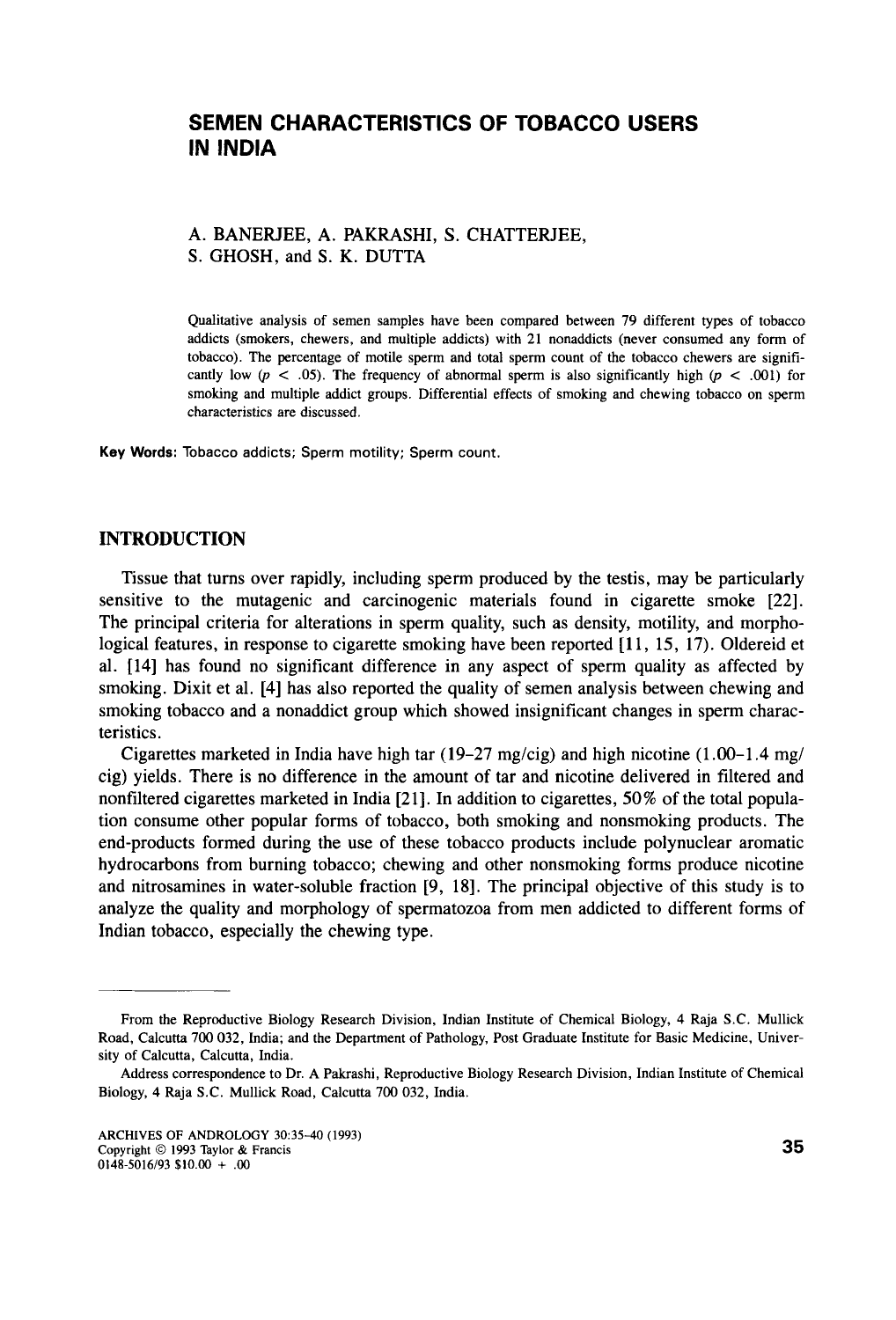# SEMEN CHARACTERISTICS OF TOBACCO USERS IN INDIA

A. BANERJEE, A. PAKRASHI, S. CHATTERJEE, S. GHOSH, and S. K. DUTTA

Qualitative analysis of semen samples have been compared between 79 different types of tobacco addicts (smokers, chewers, and multiple addicts) with 21 nonaddicts (never consumed any form of tobacco). The percentage of motile sperm and total sperm count of the tobacco chewers are significantly low ($p < .05$). The frequency of abnormal sperm is also significantly high ($p < .001$) for smoking and multiple addict groups. Differential effects of smoking and chewing tobacco on sperm characteristics are discussed.

**Key Words:** Tobacco addicts; Sperm motility; Sperm count.

## INTRODUCTION

Tissue that turns over rapidly, including sperm produced by the testis, may be particularly sensitive to the mutagenic and carcinogenic materials found in cigarette smoke [22]. The principal criteria for alterations in sperm quality, such as density, motility, and morphological features, in response to cigarette smoking have been reported [11, 15, 17). Oldereid et al. [14] has found no significant difference in any aspect of sperm quality as affected by smoking. Dixit et al. [4] has also reported the quality of semen analysis between chewing and smoking tobacco and a nonaddict group which showed insignificant changes in sperm characteristics.

Cigarettes marketed in India have high tar (19–27 mg/cig) and high nicotine (1.00–1.4 mg/cig) yields. There is no difference in the amount of tar and nicotine delivered in filtered and nonfiltered cigarettes marketed in India [21]. In addition to cigarettes, 50% of the total population consume other popular forms of tobacco, both smoking and nonsmoking products. The end-products formed during the use of these tobacco products include polynuclear aromatic hydrocarbons from burning tobacco; chewing and other nonsmoking forms produce nicotine and nitrosamines in water-soluble fraction [9, 18]. The principal objective of this study is to analyze the quality and morphology of spermatozoa from men addicted to different forms of Indian tobacco, especially the chewing type.

---

From the Reproductive Biology Research Division, Indian Institute of Chemical Biology, 4 Raja S.C. Mullick Road, Calcutta 700 032, India; and the Department of Pathology, Post Graduate Institute for Basic Medicine, University of Calcutta, Calcutta, India.

Address correspondence to Dr. A Pakrashi, Reproductive Biology Research Division, Indian Institute of Chemical Biology, 4 Raja S.C. Mullick Road, Calcutta 700 032, India.

ARCHIVES OF ANDROLOGY 30:35–40 (1993)
Copyright © 1993 Taylor & Francis
0148-5016/93 $10.00 + .00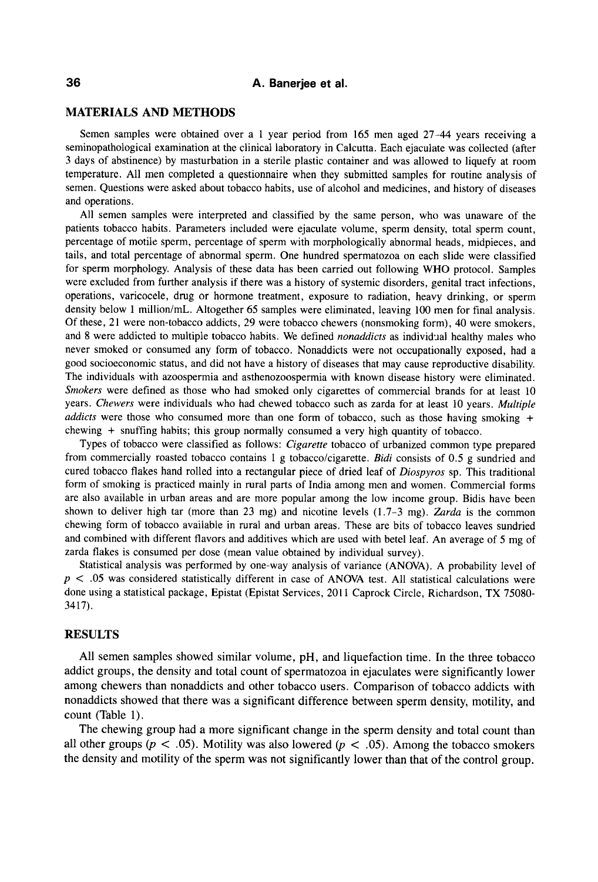## MATERIALS AND METHODS

Semen samples were obtained over a 1 year period from 165 men aged 27–44 years receiving a seminopathological examination at the clinical laboratory in Calcutta. Each ejaculate was collected (after 3 days of abstinence) by masturbation in a sterile plastic container and was allowed to liquefy at room temperature. All men completed a questionnaire when they submitted samples for routine analysis of semen. Questions were asked about tobacco habits, use of alcohol and medicines, and history of diseases and operations.

All semen samples were interpreted and classified by the same person, who was unaware of the patients tobacco habits. Parameters included were ejaculate volume, sperm density, total sperm count, percentage of motile sperm, percentage of sperm with morphologically abnormal heads, midpieces, and tails, and total percentage of abnormal sperm. One hundred spermatozoa on each slide were classified for sperm morphology. Analysis of these data has been carried out following WHO protocol. Samples were excluded from further analysis if there was a history of systemic disorders, genital tract infections, operations, varicocele, drug or hormone treatment, exposure to radiation, heavy drinking, or sperm density below 1 million/mL. Altogether 65 samples were eliminated, leaving 100 men for final analysis. Of these, 21 were non-tobacco addicts, 29 were tobacco chewers (nonsmoking form), 40 were smokers, and 8 were addicted to multiple tobacco habits. We defined *nonaddicts* as individual healthy males who never smoked or consumed any form of tobacco. Nonaddicts were not occupationally exposed, had a good socioeconomic status, and did not have a history of diseases that may cause reproductive disability. The individuals with azoospermia and asthenozoospermia with known disease history were eliminated. *Smokers* were defined as those who had smoked only cigarettes of commercial brands for at least 10 years. *Chewers* were individuals who had chewed tobacco such as zarda for at least 10 years. *Multiple addicts* were those who consumed more than one form of tobacco, such as those having smoking + chewing + snuffing habits; this group normally consumed a very high quantity of tobacco.

Types of tobacco were classified as follows: *Cigarette* tobacco of urbanized common type prepared from commercially roasted tobacco contains 1 g tobacco/cigarette. *Bidi* consists of 0.5 g sundried and cured tobacco flakes hand rolled into a rectangular piece of dried leaf of *Diospyros* sp. This traditional form of smoking is practiced mainly in rural parts of India among men and women. Commercial forms are also available in urban areas and are more popular among the low income group. Bidis have been shown to deliver high tar (more than 23 mg) and nicotine levels (1.7–3 mg). *Zarda* is the common chewing form of tobacco available in rural and urban areas. These are bits of tobacco leaves sundried and combined with different flavors and additives which are used with betel leaf. An average of 5 mg of zarda flakes is consumed per dose (mean value obtained by individual survey).

Statistical analysis was performed by one-way analysis of variance (ANOVA). A probability level of $p < .05$ was considered statistically different in case of ANOVA test. All statistical calculations were done using a statistical package, Epistat (Epistat Services, 2011 Caprock Circle, Richardson, TX 75080-3417).

## RESULTS

All semen samples showed similar volume, pH, and liquefaction time. In the three tobacco addict groups, the density and total count of spermatozoa in ejaculates were significantly lower among chewers than nonaddicts and other tobacco users. Comparison of tobacco addicts with nonaddicts showed that there was a significant difference between sperm density, motility, and count (Table 1).

The chewing group had a more significant change in the sperm density and total count than all other groups ($p < .05$). Motility was also lowered ($p < .05$). Among the tobacco smokers the density and motility of the sperm was not significantly lower than that of the control group.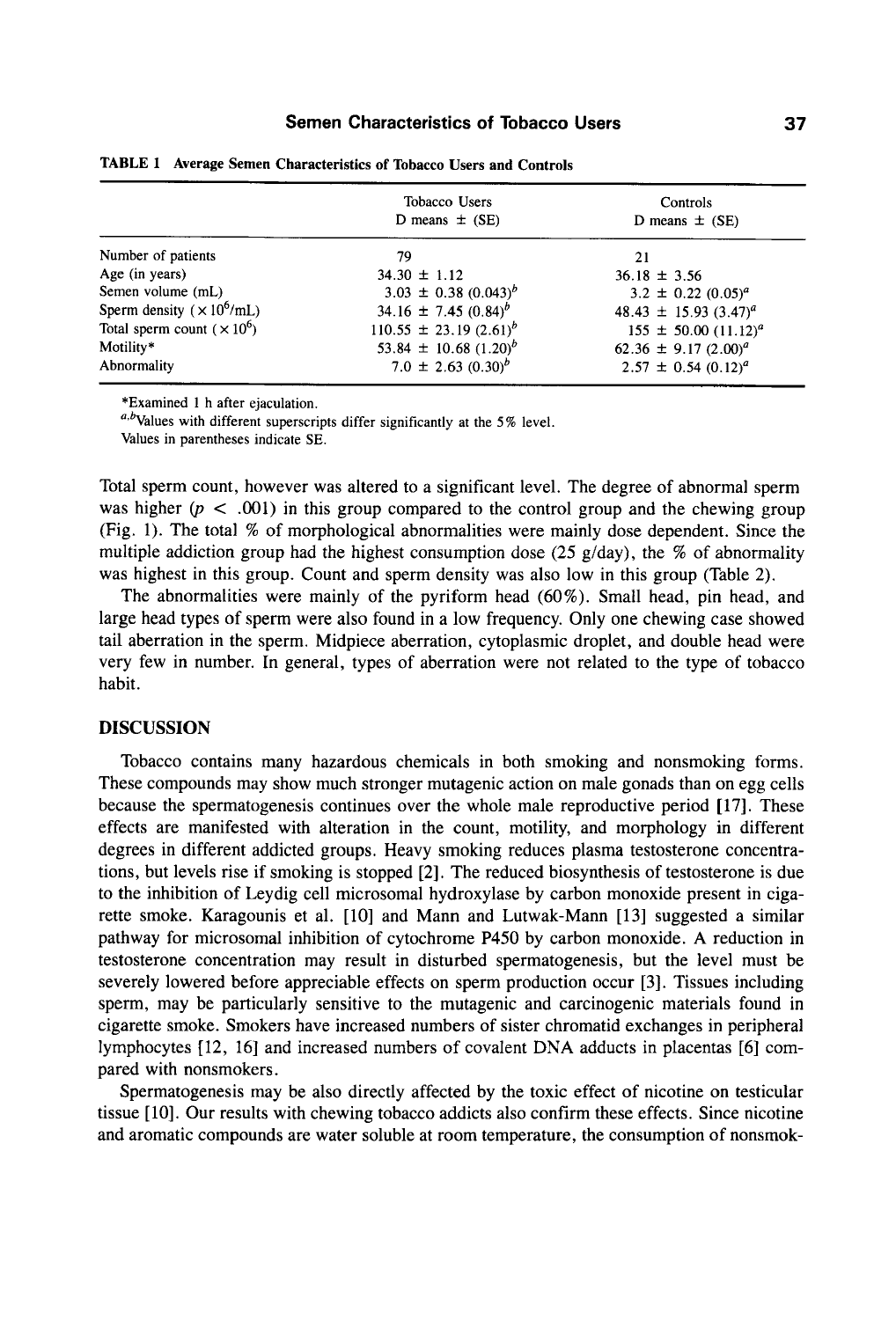**TABLE 1** Average Semen Characteristics of Tobacco Users and Controls

| | Tobacco Users D means ± (SE) | Controls D means ± (SE) |
|---|---|---|
| Number of patients | 79 | 21 |
| Age (in years) | 34.30 ± 1.12 | 36.18 ± 3.56 |
| Semen volume (mL) | 3.03 ± 0.38 (0.043)[b] | 3.2 ± 0.22 (0.05)[a] |
| Sperm density ($\times 10^6$/mL) | 34.16 ± 7.45 (0.84)[b] | 48.43 ± 15.93 (3.47)[a] |
| Total sperm count ($\times 10^6$) | 110.55 ± 23.19 (2.61)[b] | 155 ± 50.00 (11.12)[a] |
| Motility* | 53.84 ± 10.68 (1.20)[b] | 62.36 ± 9.17 (2.00)[a] |
| Abnormality | 7.0 ± 2.63 (0.30)[b] | 2.57 ± 0.54 (0.12)[a] |

*Examined 1 h after ejaculation.

[a,b]Values with different superscripts differ significantly at the 5% level.

Values in parentheses indicate SE.

Total sperm count, however was altered to a significant level. The degree of abnormal sperm was higher ($p < .001$) in this group compared to the control group and the chewing group (Fig. 1). The total % of morphological abnormalities were mainly dose dependent. Since the multiple addiction group had the highest consumption dose (25 g/day), the % of abnormality was highest in this group. Count and sperm density was also low in this group (Table 2).

The abnormalities were mainly of the pyriform head (60%). Small head, pin head, and large head types of sperm were also found in a low frequency. Only one chewing case showed tail aberration in the sperm. Midpiece aberration, cytoplasmic droplet, and double head were very few in number. In general, types of aberration were not related to the type of tobacco habit.

## DISCUSSION

Tobacco contains many hazardous chemicals in both smoking and nonsmoking forms. These compounds may show much stronger mutagenic action on male gonads than on egg cells because the spermatogenesis continues over the whole male reproductive period [17]. These effects are manifested with alteration in the count, motility, and morphology in different degrees in different addicted groups. Heavy smoking reduces plasma testosterone concentrations, but levels rise if smoking is stopped [2]. The reduced biosynthesis of testosterone is due to the inhibition of Leydig cell microsomal hydroxylase by carbon monoxide present in cigarette smoke. Karagounis et al. [10] and Mann and Lutwak-Mann [13] suggested a similar pathway for microsomal inhibition of cytochrome P450 by carbon monoxide. A reduction in testosterone concentration may result in disturbed spermatogenesis, but the level must be severely lowered before appreciable effects on sperm production occur [3]. Tissues including sperm, may be particularly sensitive to the mutagenic and carcinogenic materials found in cigarette smoke. Smokers have increased numbers of sister chromatid exchanges in peripheral lymphocytes [12, 16] and increased numbers of covalent DNA adducts in placentas [6] compared with nonsmokers.

Spermatogenesis may be also directly affected by the toxic effect of nicotine on testicular tissue [10]. Our results with chewing tobacco addicts also confirm these effects. Since nicotine and aromatic compounds are water soluble at room temperature, the consumption of nonsmok-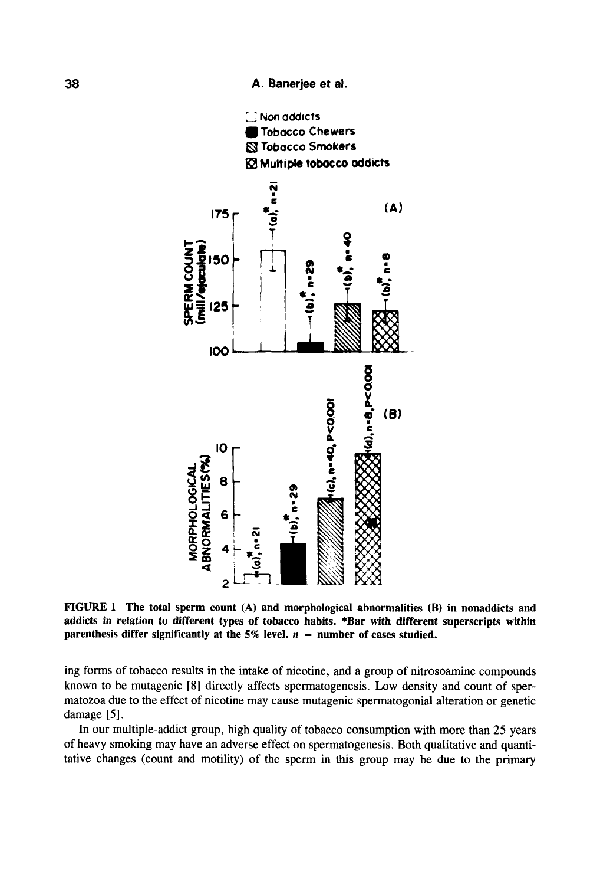FIGURE 1 The total sperm count (A) and morphological abnormalities (B) in nonaddicts and addicts in relation to different types of tobacco habits. *Bar with different superscripts within parenthesis differ significantly at the 5% level. $n$ = number of cases studied.

ing forms of tobacco results in the intake of nicotine, and a group of nitrosoamine compounds known to be mutagenic [8] directly affects spermatogenesis. Low density and count of spermatozoa due to the effect of nicotine may cause mutagenic spermatogonial alteration or genetic damage [5].

In our multiple-addict group, high quality of tobacco consumption with more than 25 years of heavy smoking may have an adverse effect on spermatogenesis. Both qualitative and quantitative changes (count and motility) of the sperm in this group may be due to the primary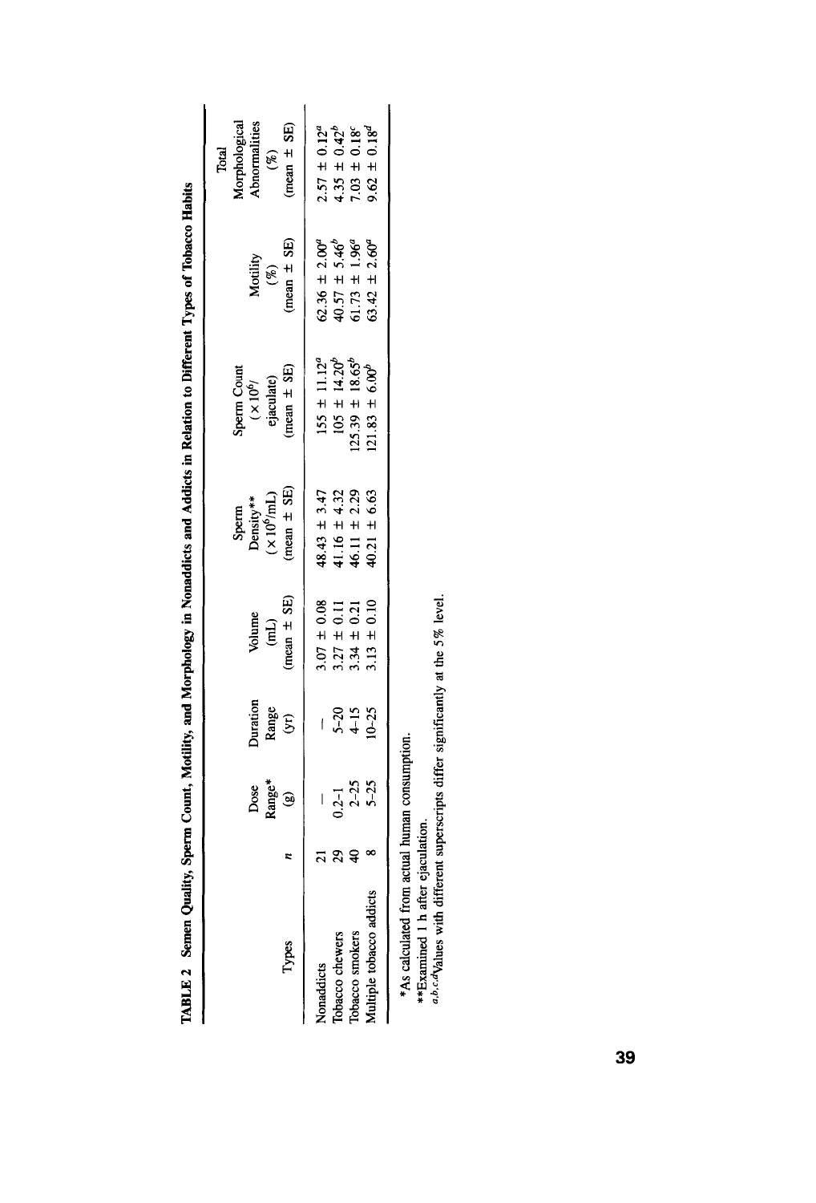**TABLE 2** Semen Quality, Sperm Count, Motility, and Morphology in Nonaddicts and Addicts in Relation to Different Types of Tobacco Habits

| Types | $n$ | Dose Range* (g) | Duration Range (yr) | Volume (mL) (mean ± SE) | Sperm Density** ($\times 10^6$/mL) (mean ± SE) | Sperm Count ($\times 10^6$/ ejaculate) (mean ± SE) | Motility (%) (mean ± SE) | Total Morphological Abnormalities (%) (mean ± SE) |
|---|---|---|---|---|---|---|---|---|
| Nonaddicts | 21 | — | — | 3.07 ± 0.08 | 48.43 ± 3.47 | 155 ± 11.12[a] | 62.36 ± 2.00[a] | 2.57 ± 0.12[a] |
| Tobacco chewers | 29 | 0.2–1 | 5–20 | 3.27 ± 0.11 | 41.16 ± 4.32 | 105 ± 14.20[b] | 40.57 ± 5.46[b] | 4.35 ± 0.42[b] |
| Tobacco smokers | 40 | 2–25 | 4–15 | 3.34 ± 0.21 | 46.11 ± 2.29 | 125.39 ± 18.65[b] | 61.73 ± 1.96[a] | 7.03 ± 0.18[c] |
| Multiple tobacco addicts | 8 | 5–25 | 10–25 | 3.13 ± 0.10 | 40.21 ± 6.63 | 121.83 ± 6.00[b] | 63.42 ± 2.60[a] | 9.62 ± 0.18[d] |

*As calculated from actual human consumption.

**Examined 1 h after ejaculation.

[a,b,c,d]Values with different superscripts differ significantly at the 5% level.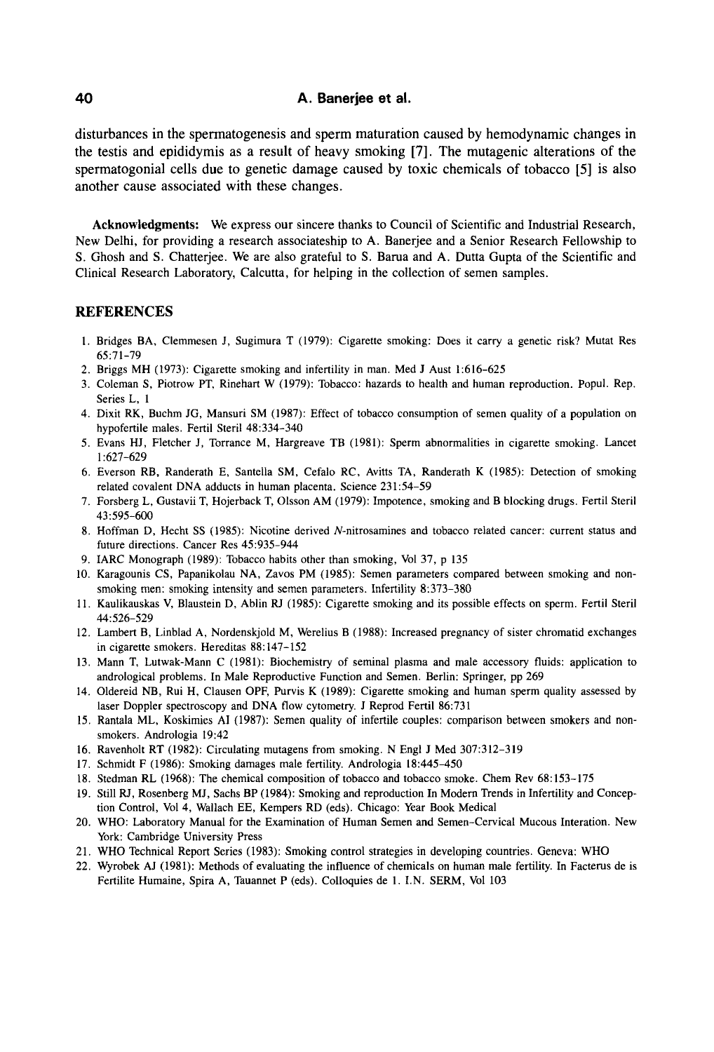disturbances in the spermatogenesis and sperm maturation caused by hemodynamic changes in the testis and epididymis as a result of heavy smoking [7]. The mutagenic alterations of the spermatogonial cells due to genetic damage caused by toxic chemicals of tobacco [5] is also another cause associated with these changes.

**Acknowledgments:** We express our sincere thanks to Council of Scientific and Industrial Research, New Delhi, for providing a research associateship to A. Banerjee and a Senior Research Fellowship to S. Ghosh and S. Chatterjee. We are also grateful to S. Barua and A. Dutta Gupta of the Scientific and Clinical Research Laboratory, Calcutta, for helping in the collection of semen samples.

## REFERENCES

1. Bridges BA, Clemmesen J, Sugimura T (1979): Cigarette smoking: Does it carry a genetic risk? Mutat Res 65:71–79
2. Briggs MH (1973): Cigarette smoking and infertility in man. Med J Aust 1:616–625
3. Coleman S, Piotrow PT, Rinehart W (1979): Tobacco: hazards to health and human reproduction. Popul. Rep. Series L, 1
4. Dixit RK, Buchm JG, Mansuri SM (1987): Effect of tobacco consumption of semen quality of a population on hypofertile males. Fertil Steril 48:334–340
5. Evans HJ, Fletcher J, Torrance M, Hargreave TB (1981): Sperm abnormalities in cigarette smoking. Lancet 1:627–629
6. Everson RB, Randerath E, Santella SM, Cefalo RC, Avitts TA, Randerath K (1985): Detection of smoking related covalent DNA adducts in human placenta. Science 231:54–59
7. Forsberg L, Gustavii T, Hojerback T, Olsson AM (1979): Impotence, smoking and B blocking drugs. Fertil Steril 43:595–600
8. Hoffman D, Hecht SS (1985): Nicotine derived *N*-nitrosamines and tobacco related cancer: current status and future directions. Cancer Res 45:935–944
9. IARC Monograph (1989): Tobacco habits other than smoking, Vol 37, p 135
10. Karagounis CS, Papanikolau NA, Zavos PM (1985): Semen parameters compared between smoking and non-smoking men: smoking intensity and semen parameters. Infertility 8:373–380
11. Kaulikauskas V, Blaustein D, Ablin RJ (1985): Cigarette smoking and its possible effects on sperm. Fertil Steril 44:526–529
12. Lambert B, Linblad A, Nordenskjold M, Werelius B (1988): Increased pregnancy of sister chromatid exchanges in cigarette smokers. Hereditas 88:147–152
13. Mann T, Lutwak-Mann C (1981): Biochemistry of seminal plasma and male accessory fluids: application to andrological problems. In Male Reproductive Function and Semen. Berlin: Springer, pp 269
14. Oldereid NB, Rui H, Clausen OPF, Purvis K (1989): Cigarette smoking and human sperm quality assessed by laser Doppler spectroscopy and DNA flow cytometry. J Reprod Fertil 86:731
15. Rantala ML, Koskimies AI (1987): Semen quality of infertile couples: comparison between smokers and non-smokers. Andrologia 19:42
16. Ravenholt RT (1982): Circulating mutagens from smoking. N Engl J Med 307:312–319
17. Schmidt F (1986): Smoking damages male fertility. Andrologia 18:445–450
18. Stedman RL (1968): The chemical composition of tobacco and tobacco smoke. Chem Rev 68:153–175
19. Still RJ, Rosenberg MJ, Sachs BP (1984): Smoking and reproduction In Modern Trends in Infertility and Conception Control, Vol 4, Wallach EE, Kempers RD (eds). Chicago: Year Book Medical
20. WHO: Laboratory Manual for the Examination of Human Semen and Semen-Cervical Mucous Interation. New York: Cambridge University Press
21. WHO Technical Report Series (1983): Smoking control strategies in developing countries. Geneva: WHO
22. Wyrobek AJ (1981): Methods of evaluating the influence of chemicals on human male fertility. In Facterus de is Fertilite Humaine, Spira A, Tauannet P (eds). Colloquies de 1. I.N. SERM, Vol 103